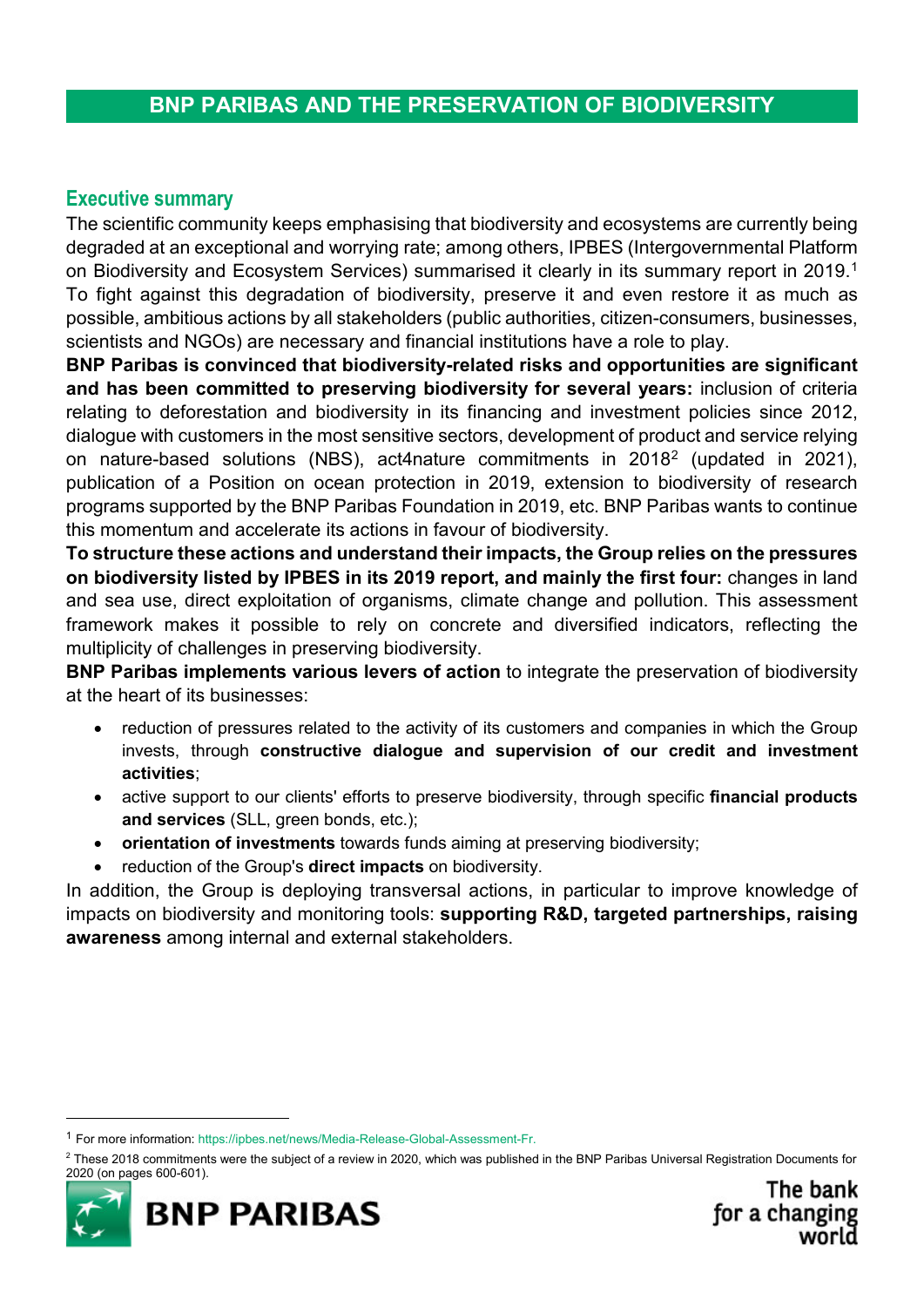# BNP PARIBAS AND THE PRESERVATION OF BIODIVERSITY

## Executive summary

The scientific community keeps emphasising that biodiversity and ecosystems are currently being degraded at an exceptional and worrying rate; among others, IPBES (Intergovernmental Platform on Biodiversity and Ecosystem Services) summarised it clearly in its summary report in 2019.[1] To fight against this degradation of biodiversity, preserve it and even restore it as much as possible, ambitious actions by all stakeholders (public authorities, citizen-consumers, businesses, scientists and NGOs) are necessary and financial institutions have a role to play.

**BNP Paribas is convinced that biodiversity-related risks and opportunities are significant and has been committed to preserving biodiversity for several years:** inclusion of criteria relating to deforestation and biodiversity in its financing and investment policies since 2012, dialogue with customers in the most sensitive sectors, development of product and service relying on nature-based solutions (NBS), act4nature commitments in 2018[2] (updated in 2021), publication of a Position on ocean protection in 2019, extension to biodiversity of research programs supported by the BNP Paribas Foundation in 2019, etc. BNP Paribas wants to continue this momentum and accelerate its actions in favour of biodiversity.

**To structure these actions and understand their impacts, the Group relies on the pressures on biodiversity listed by IPBES in its 2019 report, and mainly the first four:** changes in land and sea use, direct exploitation of organisms, climate change and pollution. This assessment framework makes it possible to rely on concrete and diversified indicators, reflecting the multiplicity of challenges in preserving biodiversity.

**BNP Paribas implements various levers of action** to integrate the preservation of biodiversity at the heart of its businesses:

- reduction of pressures related to the activity of its customers and companies in which the Group invests, through **constructive dialogue and supervision of our credit and investment activities**;
- active support to our clients' efforts to preserve biodiversity, through specific **financial products and services** (SLL, green bonds, etc.);
- **orientation of investments** towards funds aiming at preserving biodiversity;
- reduction of the Group's **direct impacts** on biodiversity.

In addition, the Group is deploying transversal actions, in particular to improve knowledge of impacts on biodiversity and monitoring tools: **supporting R&D, targeted partnerships, raising awareness** among internal and external stakeholders.

---

[1] For more information: https://ipbes.net/news/Media-Release-Global-Assessment-Fr.

[2] These 2018 commitments were the subject of a review in 2020, which was published in the BNP Paribas Universal Registration Documents for 2020 (on pages 600-601).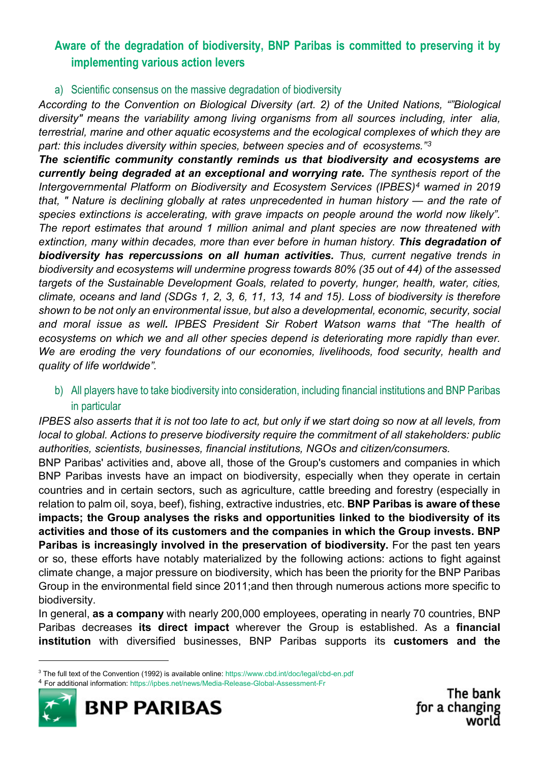## Aware of the degradation of biodiversity, BNP Paribas is committed to preserving it by implementing various action levers

### a) Scientific consensus on the massive degradation of biodiversity

*According to the Convention on Biological Diversity (art. 2) of the United Nations, “”Biological diversity" means the variability among living organisms from all sources including, inter alia, terrestrial, marine and other aquatic ecosystems and the ecological complexes of which they are part: this includes diversity within species, between species and of ecosystems.”*[3]

***The scientific community constantly reminds us that biodiversity and ecosystems are currently being degraded at an exceptional and worrying rate.*** *The synthesis report of the Intergovernmental Platform on Biodiversity and Ecosystem Services (IPBES)*[4] *warned in 2019 that, " Nature is declining globally at rates unprecedented in human history — and the rate of species extinctions is accelerating, with grave impacts on people around the world now likely”. The report estimates that around 1 million animal and plant species are now threatened with extinction, many within decades, more than ever before in human history.* ***This degradation of biodiversity has repercussions on all human activities.*** *Thus, current negative trends in biodiversity and ecosystems will undermine progress towards 80% (35 out of 44) of the assessed targets of the Sustainable Development Goals, related to poverty, hunger, health, water, cities, climate, oceans and land (SDGs 1, 2, 3, 6, 11, 13, 14 and 15). Loss of biodiversity is therefore shown to be not only an environmental issue, but also a developmental, economic, security, social and moral issue as well. IPBES President Sir Robert Watson warns that “The health of ecosystems on which we and all other species depend is deteriorating more rapidly than ever. We are eroding the very foundations of our economies, livelihoods, food security, health and quality of life worldwide”.*

### b) All players have to take biodiversity into consideration, including financial institutions and BNP Paribas in particular

*IPBES also asserts that it is not too late to act, but only if we start doing so now at all levels, from local to global. Actions to preserve biodiversity require the commitment of all stakeholders: public authorities, scientists, businesses, financial institutions, NGOs and citizen/consumers.*

BNP Paribas' activities and, above all, those of the Group's customers and companies in which BNP Paribas invests have an impact on biodiversity, especially when they operate in certain countries and in certain sectors, such as agriculture, cattle breeding and forestry (especially in relation to palm oil, soya, beef), fishing, extractive industries, etc. **BNP Paribas is aware of these impacts; the Group analyses the risks and opportunities linked to the biodiversity of its activities and those of its customers and the companies in which the Group invests. BNP Paribas is increasingly involved in the preservation of biodiversity.** For the past ten years or so, these efforts have notably materialized by the following actions: actions to fight against climate change, a major pressure on biodiversity, which has been the priority for the BNP Paribas Group in the environmental field since 2011;and then through numerous actions more specific to biodiversity.

In general, **as a company** with nearly 200,000 employees, operating in nearly 70 countries, BNP Paribas decreases **its direct impact** wherever the Group is established. As a **financial institution** with diversified businesses, BNP Paribas supports its **customers and the**

[3] The full text of the Convention (1992) is available online: https://www.cbd.int/doc/legal/cbd-en.pdf

[4] For additional information: https://ipbes.net/news/Media-Release-Global-Assessment-Fr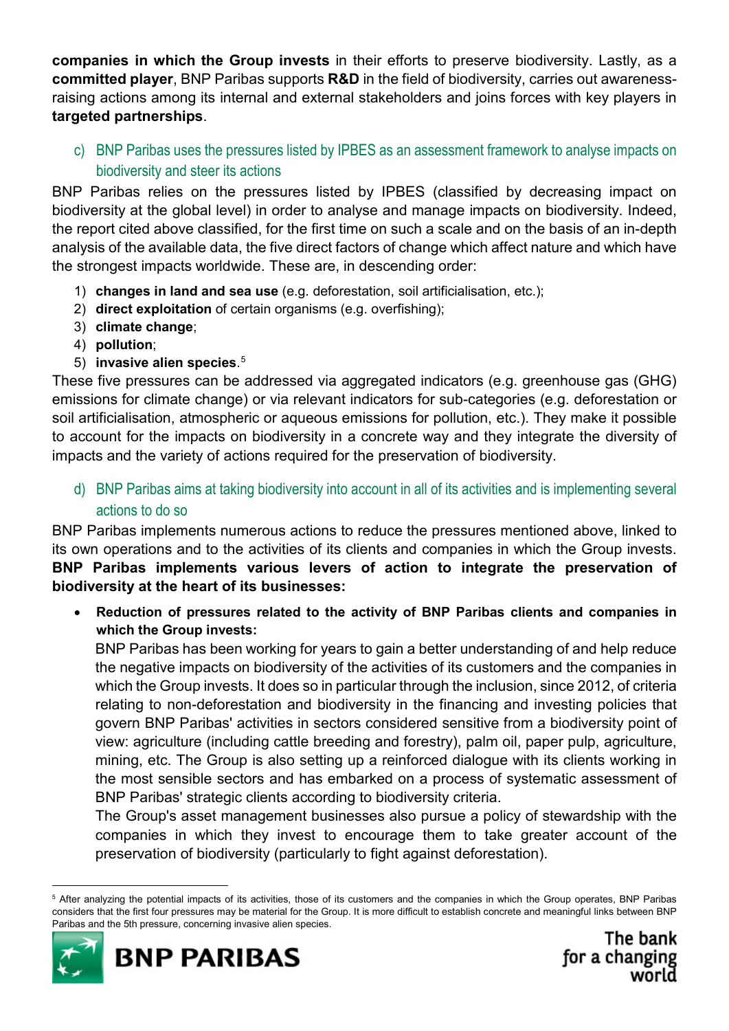**companies in which the Group invests** in their efforts to preserve biodiversity. Lastly, as a **committed player**, BNP Paribas supports **R&D** in the field of biodiversity, carries out awareness-raising actions among its internal and external stakeholders and joins forces with key players in **targeted partnerships**.

### c) BNP Paribas uses the pressures listed by IPBES as an assessment framework to analyse impacts on biodiversity and steer its actions

BNP Paribas relies on the pressures listed by IPBES (classified by decreasing impact on biodiversity at the global level) in order to analyse and manage impacts on biodiversity. Indeed, the report cited above classified, for the first time on such a scale and on the basis of an in-depth analysis of the available data, the five direct factors of change which affect nature and which have the strongest impacts worldwide. These are, in descending order:

1) **changes in land and sea use** (e.g. deforestation, soil artificialisation, etc.);
2) **direct exploitation** of certain organisms (e.g. overfishing);
3) **climate change**;
4) **pollution**;
5) **invasive alien species**.[5]

These five pressures can be addressed via aggregated indicators (e.g. greenhouse gas (GHG) emissions for climate change) or via relevant indicators for sub-categories (e.g. deforestation or soil artificialisation, atmospheric or aqueous emissions for pollution, etc.). They make it possible to account for the impacts on biodiversity in a concrete way and they integrate the diversity of impacts and the variety of actions required for the preservation of biodiversity.

### d) BNP Paribas aims at taking biodiversity into account in all of its activities and is implementing several actions to do so

BNP Paribas implements numerous actions to reduce the pressures mentioned above, linked to its own operations and to the activities of its clients and companies in which the Group invests. **BNP Paribas implements various levers of action to integrate the preservation of biodiversity at the heart of its businesses:**

- **Reduction of pressures related to the activity of BNP Paribas clients and companies in which the Group invests:**
  BNP Paribas has been working for years to gain a better understanding of and help reduce the negative impacts on biodiversity of the activities of its customers and the companies in which the Group invests. It does so in particular through the inclusion, since 2012, of criteria relating to non-deforestation and biodiversity in the financing and investing policies that govern BNP Paribas' activities in sectors considered sensitive from a biodiversity point of view: agriculture (including cattle breeding and forestry), palm oil, paper pulp, agriculture, mining, etc. The Group is also setting up a reinforced dialogue with its clients working in the most sensible sectors and has embarked on a process of systematic assessment of BNP Paribas' strategic clients according to biodiversity criteria.
  The Group's asset management businesses also pursue a policy of stewardship with the companies in which they invest to encourage them to take greater account of the preservation of biodiversity (particularly to fight against deforestation).

---

[5] After analyzing the potential impacts of its activities, those of its customers and the companies in which the Group operates, BNP Paribas considers that the first four pressures may be material for the Group. It is more difficult to establish concrete and meaningful links between BNP Paribas and the 5th pressure, concerning invasive alien species.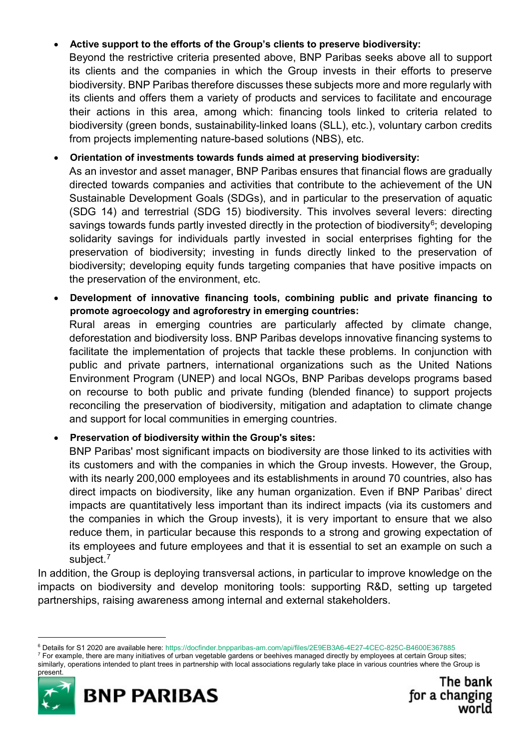- **Active support to the efforts of the Group's clients to preserve biodiversity:**
  Beyond the restrictive criteria presented above, BNP Paribas seeks above all to support its clients and the companies in which the Group invests in their efforts to preserve biodiversity. BNP Paribas therefore discusses these subjects more and more regularly with its clients and offers them a variety of products and services to facilitate and encourage their actions in this area, among which: financing tools linked to criteria related to biodiversity (green bonds, sustainability-linked loans (SLL), etc.), voluntary carbon credits from projects implementing nature-based solutions (NBS), etc.

- **Orientation of investments towards funds aimed at preserving biodiversity:**
  As an investor and asset manager, BNP Paribas ensures that financial flows are gradually directed towards companies and activities that contribute to the achievement of the UN Sustainable Development Goals (SDGs), and in particular to the preservation of aquatic (SDG 14) and terrestrial (SDG 15) biodiversity. This involves several levers: directing savings towards funds partly invested directly in the protection of biodiversity[6]; developing solidarity savings for individuals partly invested in social enterprises fighting for the preservation of biodiversity; investing in funds directly linked to the preservation of biodiversity; developing equity funds targeting companies that have positive impacts on the preservation of the environment, etc.

- **Development of innovative financing tools, combining public and private financing to promote agroecology and agroforestry in emerging countries:**
  Rural areas in emerging countries are particularly affected by climate change, deforestation and biodiversity loss. BNP Paribas develops innovative financing systems to facilitate the implementation of projects that tackle these problems. In conjunction with public and private partners, international organizations such as the United Nations Environment Program (UNEP) and local NGOs, BNP Paribas develops programs based on recourse to both public and private funding (blended finance) to support projects reconciling the preservation of biodiversity, mitigation and adaptation to climate change and support for local communities in emerging countries.

- **Preservation of biodiversity within the Group's sites:**
  BNP Paribas' most significant impacts on biodiversity are those linked to its activities with its customers and with the companies in which the Group invests. However, the Group, with its nearly 200,000 employees and its establishments in around 70 countries, also has direct impacts on biodiversity, like any human organization. Even if BNP Paribas' direct impacts are quantitatively less important than its indirect impacts (via its customers and the companies in which the Group invests), it is very important to ensure that we also reduce them, in particular because this responds to a strong and growing expectation of its employees and future employees and that it is essential to set an example on such a subject.[7]

In addition, the Group is deploying transversal actions, in particular to improve knowledge on the impacts on biodiversity and develop monitoring tools: supporting R&D, setting up targeted partnerships, raising awareness among internal and external stakeholders.

---

[6] Details for S1 2020 are available here: https://docfinder.bnpparibas-am.com/api/files/2E9EB3A6-4E27-4CEC-825C-B4600E367885

[7] For example, there are many initiatives of urban vegetable gardens or beehives managed directly by employees at certain Group sites; similarly, operations intended to plant trees in partnership with local associations regularly take place in various countries where the Group is present.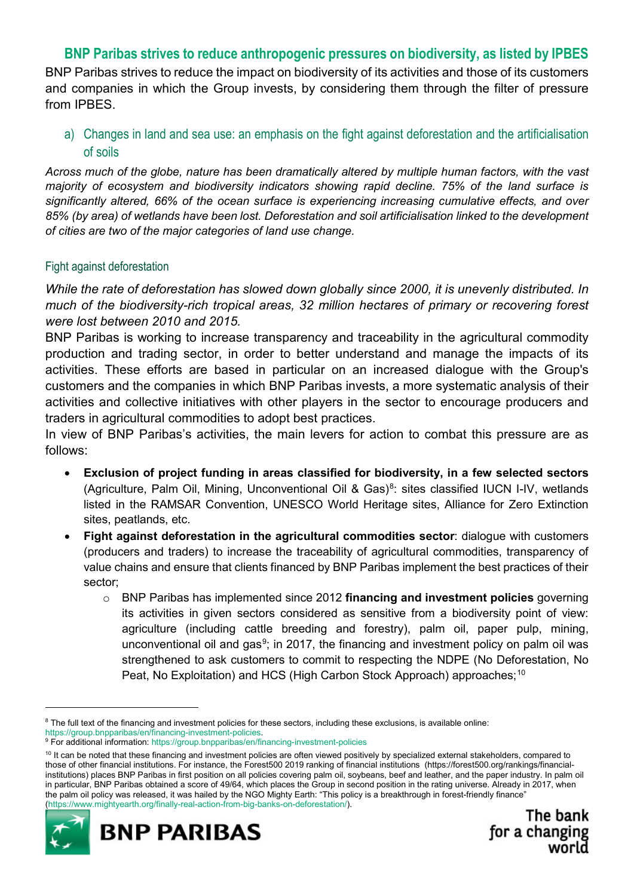## BNP Paribas strives to reduce anthropogenic pressures on biodiversity, as listed by IPBES

BNP Paribas strives to reduce the impact on biodiversity of its activities and those of its customers and companies in which the Group invests, by considering them through the filter of pressure from IPBES.

### a) Changes in land and sea use: an emphasis on the fight against deforestation and the artificialisation of soils

*Across much of the globe, nature has been dramatically altered by multiple human factors, with the vast majority of ecosystem and biodiversity indicators showing rapid decline. 75% of the land surface is significantly altered, 66% of the ocean surface is experiencing increasing cumulative effects, and over 85% (by area) of wetlands have been lost. Deforestation and soil artificialisation linked to the development of cities are two of the major categories of land use change.*

#### Fight against deforestation

*While the rate of deforestation has slowed down globally since 2000, it is unevenly distributed. In much of the biodiversity-rich tropical areas, 32 million hectares of primary or recovering forest were lost between 2010 and 2015.*

BNP Paribas is working to increase transparency and traceability in the agricultural commodity production and trading sector, in order to better understand and manage the impacts of its activities. These efforts are based in particular on an increased dialogue with the Group's customers and the companies in which BNP Paribas invests, a more systematic analysis of their activities and collective initiatives with other players in the sector to encourage producers and traders in agricultural commodities to adopt best practices.

In view of BNP Paribas's activities, the main levers for action to combat this pressure are as follows:

- **Exclusion of project funding in areas classified for biodiversity, in a few selected sectors** (Agriculture, Palm Oil, Mining, Unconventional Oil & Gas)[8]: sites classified IUCN I-IV, wetlands listed in the RAMSAR Convention, UNESCO World Heritage sites, Alliance for Zero Extinction sites, peatlands, etc.
- **Fight against deforestation in the agricultural commodities sector**: dialogue with customers (producers and traders) to increase the traceability of agricultural commodities, transparency of value chains and ensure that clients financed by BNP Paribas implement the best practices of their sector;
  - BNP Paribas has implemented since 2012 **financing and investment policies** governing its activities in given sectors considered as sensitive from a biodiversity point of view: agriculture (including cattle breeding and forestry), palm oil, paper pulp, mining, unconventional oil and gas[9]; in 2017, the financing and investment policy on palm oil was strengthened to ask customers to commit to respecting the NDPE (No Deforestation, No Peat, No Exploitation) and HCS (High Carbon Stock Approach) approaches;[10]

---

[8] The full text of the financing and investment policies for these sectors, including these exclusions, is available online: https://group.bnpparibas/en/financing-investment-policies.

[9] For additional information: https://group.bnpparibas/en/financing-investment-policies

[10] It can be noted that these financing and investment policies are often viewed positively by specialized external stakeholders, compared to those of other financial institutions. For instance, the Forest500 2019 ranking of financial institutions (https://forest500.org/rankings/financial-institutions) places BNP Paribas in first position on all policies covering palm oil, soybeans, beef and leather, and the paper industry. In palm oil in particular, BNP Paribas obtained a score of 49/64, which places the Group in second position in the rating universe. Already in 2017, when the palm oil policy was released, it was hailed by the NGO Mighty Earth: "This policy is a breakthrough in forest-friendly finance" (https://www.mightyearth.org/finally-real-action-from-big-banks-on-deforestation/).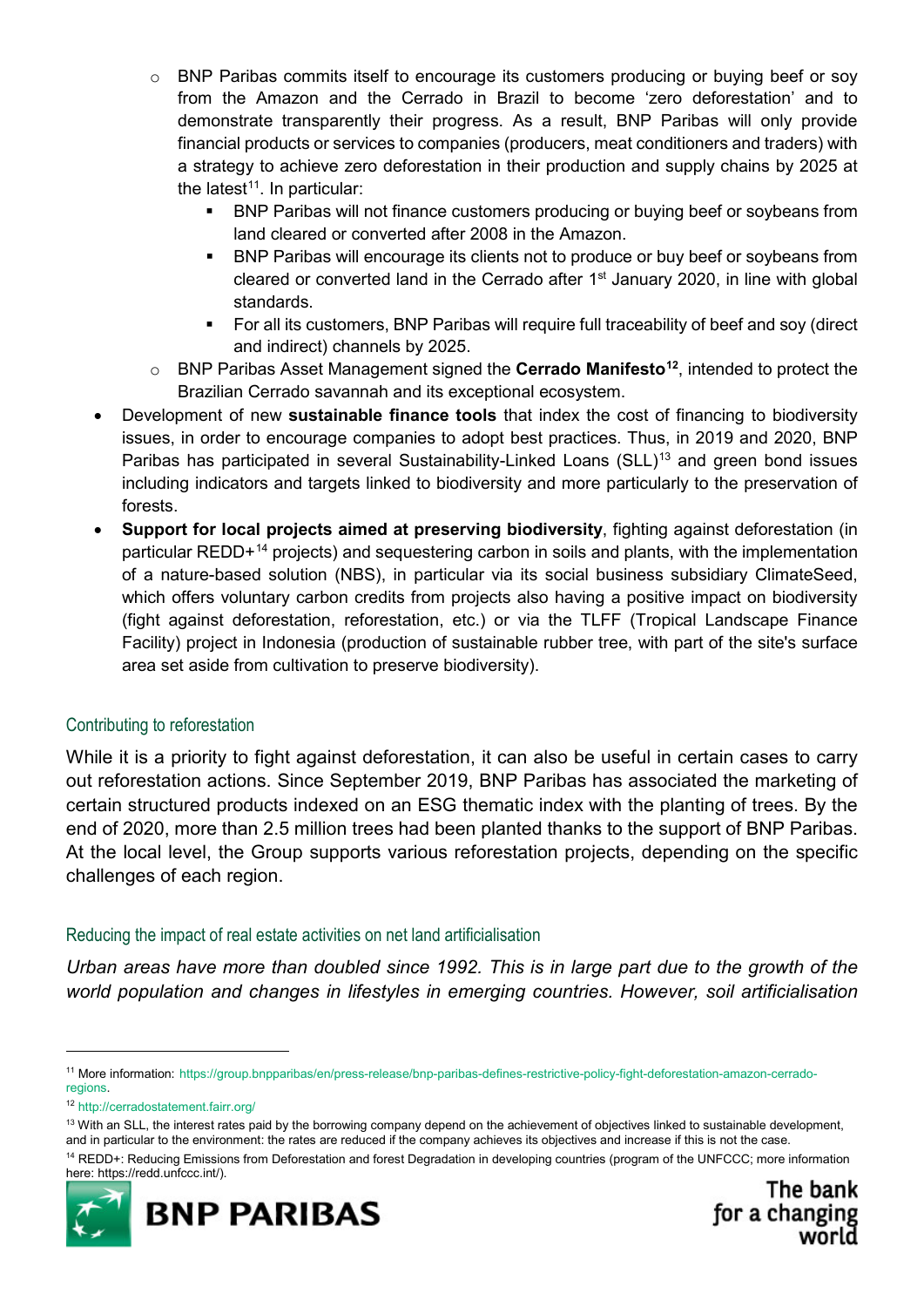- BNP Paribas commits itself to encourage its customers producing or buying beef or soy from the Amazon and the Cerrado in Brazil to become 'zero deforestation' and to demonstrate transparently their progress. As a result, BNP Paribas will only provide financial products or services to companies (producers, meat conditioners and traders) with a strategy to achieve zero deforestation in their production and supply chains by 2025 at the latest[11]. In particular:
    - BNP Paribas will not finance customers producing or buying beef or soybeans from land cleared or converted after 2008 in the Amazon.
    - BNP Paribas will encourage its clients not to produce or buy beef or soybeans from cleared or converted land in the Cerrado after 1st January 2020, in line with global standards.
    - For all its customers, BNP Paribas will require full traceability of beef and soy (direct and indirect) channels by 2025.
- BNP Paribas Asset Management signed the **Cerrado Manifesto**[12], intended to protect the Brazilian Cerrado savannah and its exceptional ecosystem.

- Development of new **sustainable finance tools** that index the cost of financing to biodiversity issues, in order to encourage companies to adopt best practices. Thus, in 2019 and 2020, BNP Paribas has participated in several Sustainability-Linked Loans (SLL)[13] and green bond issues including indicators and targets linked to biodiversity and more particularly to the preservation of forests.
- **Support for local projects aimed at preserving biodiversity**, fighting against deforestation (in particular REDD+[14] projects) and sequestering carbon in soils and plants, with the implementation of a nature-based solution (NBS), in particular via its social business subsidiary ClimateSeed, which offers voluntary carbon credits from projects also having a positive impact on biodiversity (fight against deforestation, reforestation, etc.) or via the TLFF (Tropical Landscape Finance Facility) project in Indonesia (production of sustainable rubber tree, with part of the site's surface area set aside from cultivation to preserve biodiversity).

### Contributing to reforestation

While it is a priority to fight against deforestation, it can also be useful in certain cases to carry out reforestation actions. Since September 2019, BNP Paribas has associated the marketing of certain structured products indexed on an ESG thematic index with the planting of trees. By the end of 2020, more than 2.5 million trees had been planted thanks to the support of BNP Paribas. At the local level, the Group supports various reforestation projects, depending on the specific challenges of each region.

### Reducing the impact of real estate activities on net land artificialisation

*Urban areas have more than doubled since 1992. This is in large part due to the growth of the world population and changes in lifestyles in emerging countries. However, soil artificialisation*

---

[11] More information: https://group.bnpparibas/en/press-release/bnp-paribas-defines-restrictive-policy-fight-deforestation-amazon-cerrado-regions.

[12] http://cerradostatement.fairr.org/

[13] With an SLL, the interest rates paid by the borrowing company depend on the achievement of objectives linked to sustainable development, and in particular to the environment: the rates are reduced if the company achieves its objectives and increase if this is not the case.

[14] REDD+: Reducing Emissions from Deforestation and forest Degradation in developing countries (program of the UNFCCC; more information here: https://redd.unfccc.int/).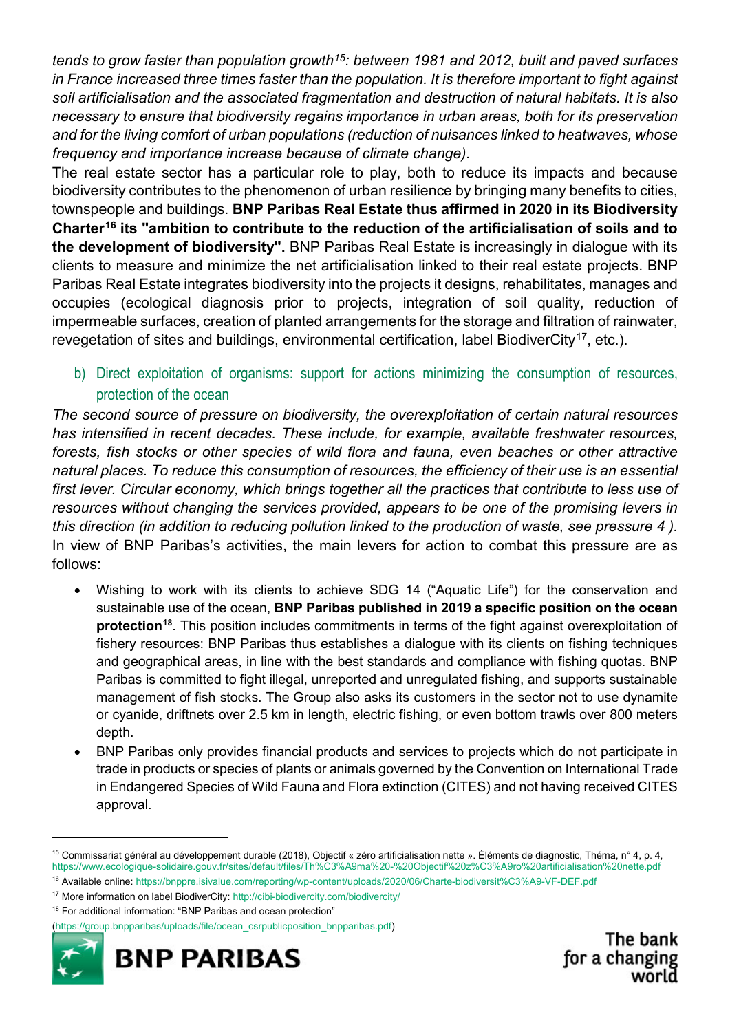*tends to grow faster than population growth[15]: between 1981 and 2012, built and paved surfaces in France increased three times faster than the population. It is therefore important to fight against soil artificialisation and the associated fragmentation and destruction of natural habitats. It is also necessary to ensure that biodiversity regains importance in urban areas, both for its preservation and for the living comfort of urban populations (reduction of nuisances linked to heatwaves, whose frequency and importance increase because of climate change).*

The real estate sector has a particular role to play, both to reduce its impacts and because biodiversity contributes to the phenomenon of urban resilience by bringing many benefits to cities, townspeople and buildings. **BNP Paribas Real Estate thus affirmed in 2020 in its Biodiversity Charter[16] its "ambition to contribute to the reduction of the artificialisation of soils and to the development of biodiversity".** BNP Paribas Real Estate is increasingly in dialogue with its clients to measure and minimize the net artificialisation linked to their real estate projects. BNP Paribas Real Estate integrates biodiversity into the projects it designs, rehabilitates, manages and occupies (ecological diagnosis prior to projects, integration of soil quality, reduction of impermeable surfaces, creation of planted arrangements for the storage and filtration of rainwater, revegetation of sites and buildings, environmental certification, label BiodiverCity[17], etc.).

### b) Direct exploitation of organisms: support for actions minimizing the consumption of resources, protection of the ocean

*The second source of pressure on biodiversity, the overexploitation of certain natural resources has intensified in recent decades. These include, for example, available freshwater resources, forests, fish stocks or other species of wild flora and fauna, even beaches or other attractive natural places. To reduce this consumption of resources, the efficiency of their use is an essential first lever. Circular economy, which brings together all the practices that contribute to less use of resources without changing the services provided, appears to be one of the promising levers in this direction (in addition to reducing pollution linked to the production of waste, see pressure 4 ).*

In view of BNP Paribas's activities, the main levers for action to combat this pressure are as follows:

- Wishing to work with its clients to achieve SDG 14 ("Aquatic Life") for the conservation and sustainable use of the ocean, **BNP Paribas published in 2019 a specific position on the ocean protection[18]**. This position includes commitments in terms of the fight against overexploitation of fishery resources: BNP Paribas thus establishes a dialogue with its clients on fishing techniques and geographical areas, in line with the best standards and compliance with fishing quotas. BNP Paribas is committed to fight illegal, unreported and unregulated fishing, and supports sustainable management of fish stocks. The Group also asks its customers in the sector not to use dynamite or cyanide, driftnets over 2.5 km in length, electric fishing, or even bottom trawls over 800 meters depth.
- BNP Paribas only provides financial products and services to projects which do not participate in trade in products or species of plants or animals governed by the Convention on International Trade in Endangered Species of Wild Fauna and Flora extinction (CITES) and not having received CITES approval.

---

[15] Commissariat général au développement durable (2018), Objectif « zéro artificialisation nette ». Éléments de diagnostic, Théma, n° 4, p. 4, https://www.ecologique-solidaire.gouv.fr/sites/default/files/Th%C3%A9ma%20-%20Objectif%20z%C3%A9ro%20artificialisation%20nette.pdf

[16] Available online: https://bnppre.isivalue.com/reporting/wp-content/uploads/2020/06/Charte-biodiversit%C3%A9-VF-DEF.pdf

[17] More information on label BiodiverCity: http://cibi-biodivercity.com/biodivercity/

[18] For additional information: "BNP Paribas and ocean protection" (https://group.bnpparibas/uploads/file/ocean_csrpublicposition_bnpparibas.pdf)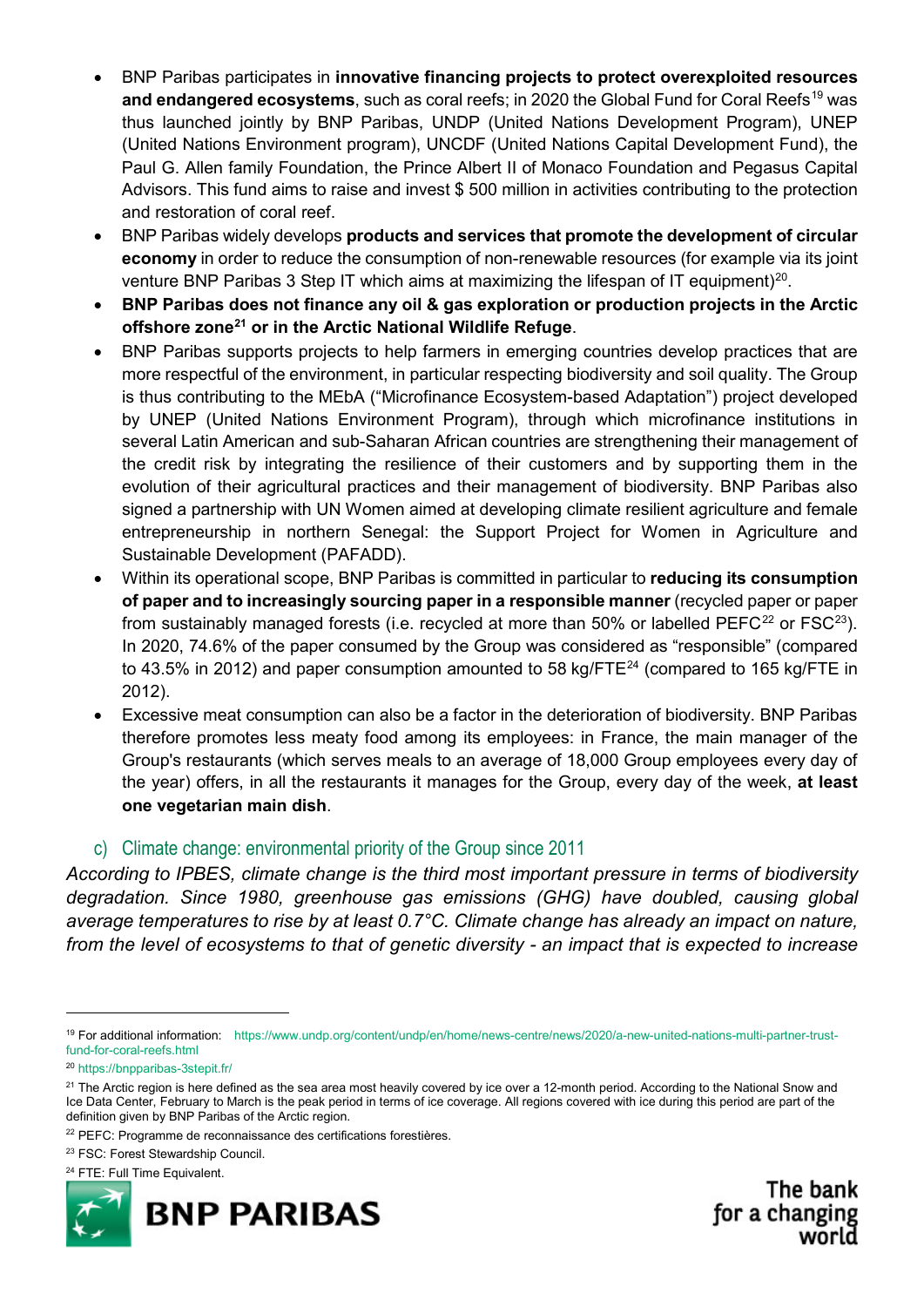- BNP Paribas participates in **innovative financing projects to protect overexploited resources and endangered ecosystems**, such as coral reefs; in 2020 the Global Fund for Coral Reefs[19] was thus launched jointly by BNP Paribas, UNDP (United Nations Development Program), UNEP (United Nations Environment program), UNCDF (United Nations Capital Development Fund), the Paul G. Allen family Foundation, the Prince Albert II of Monaco Foundation and Pegasus Capital Advisors. This fund aims to raise and invest $ 500 million in activities contributing to the protection and restoration of coral reef.
- BNP Paribas widely develops **products and services that promote the development of circular economy** in order to reduce the consumption of non-renewable resources (for example via its joint venture BNP Paribas 3 Step IT which aims at maximizing the lifespan of IT equipment)[20].
- **BNP Paribas does not finance any oil & gas exploration or production projects in the Arctic offshore zone[21] or in the Arctic National Wildlife Refuge**.
- BNP Paribas supports projects to help farmers in emerging countries develop practices that are more respectful of the environment, in particular respecting biodiversity and soil quality. The Group is thus contributing to the MEbA ("Microfinance Ecosystem-based Adaptation") project developed by UNEP (United Nations Environment Program), through which microfinance institutions in several Latin American and sub-Saharan African countries are strengthening their management of the credit risk by integrating the resilience of their customers and by supporting them in the evolution of their agricultural practices and their management of biodiversity. BNP Paribas also signed a partnership with UN Women aimed at developing climate resilient agriculture and female entrepreneurship in northern Senegal: the Support Project for Women in Agriculture and Sustainable Development (PAFADD).
- Within its operational scope, BNP Paribas is committed in particular to **reducing its consumption of paper and to increasingly sourcing paper in a responsible manner** (recycled paper or paper from sustainably managed forests (i.e. recycled at more than 50% or labelled PEFC[22] or FSC[23]). In 2020, 74.6% of the paper consumed by the Group was considered as "responsible" (compared to 43.5% in 2012) and paper consumption amounted to 58 kg/FTE[24] (compared to 165 kg/FTE in 2012).
- Excessive meat consumption can also be a factor in the deterioration of biodiversity. BNP Paribas therefore promotes less meaty food among its employees: in France, the main manager of the Group's restaurants (which serves meals to an average of 18,000 Group employees every day of the year) offers, in all the restaurants it manages for the Group, every day of the week, **at least one vegetarian main dish**.

### c) Climate change: environmental priority of the Group since 2011

*According to IPBES, climate change is the third most important pressure in terms of biodiversity degradation. Since 1980, greenhouse gas emissions (GHG) have doubled, causing global average temperatures to rise by at least 0.7°C. Climate change has already an impact on nature, from the level of ecosystems to that of genetic diversity - an impact that is expected to increase*

---

[19] For additional information: https://www.undp.org/content/undp/en/home/news-centre/news/2020/a-new-united-nations-multi-partner-trust-fund-for-coral-reefs.html

[20] https://bnpparibas-3stepit.fr/

[21] The Arctic region is here defined as the sea area most heavily covered by ice over a 12-month period. According to the National Snow and Ice Data Center, February to March is the peak period in terms of ice coverage. All regions covered with ice during this period are part of the definition given by BNP Paribas of the Arctic region.

[22] PEFC: Programme de reconnaissance des certifications forestières.

[23] FSC: Forest Stewardship Council.

[24] FTE: Full Time Equivalent.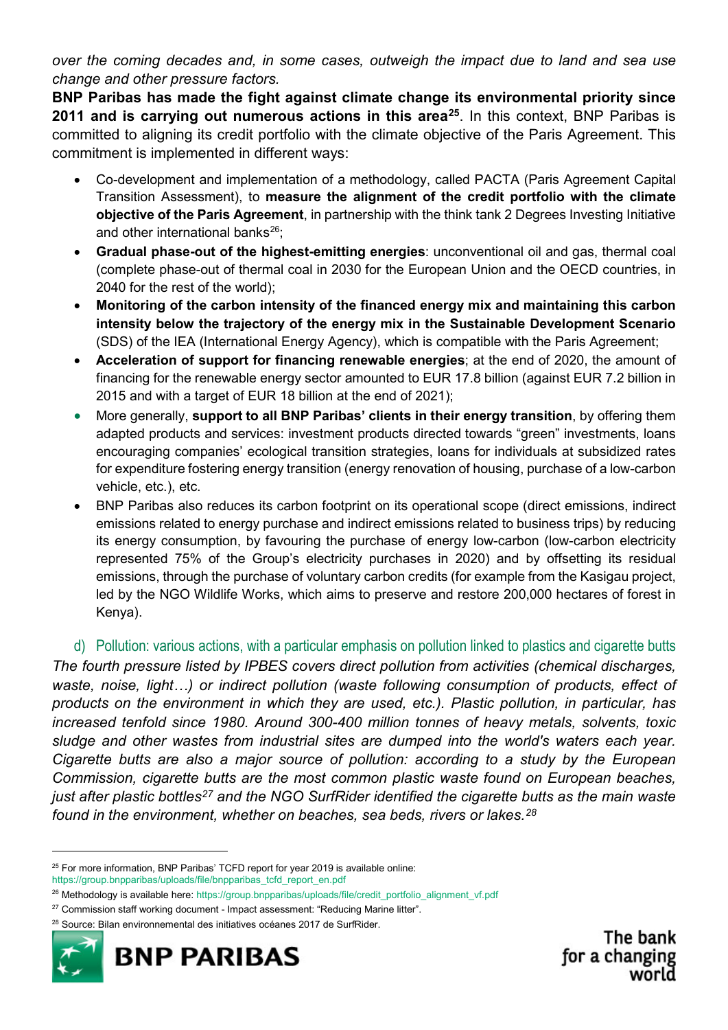*over the coming decades and, in some cases, outweigh the impact due to land and sea use change and other pressure factors.*

**BNP Paribas has made the fight against climate change its environmental priority since 2011 and is carrying out numerous actions in this area[25]**. In this context, BNP Paribas is committed to aligning its credit portfolio with the climate objective of the Paris Agreement. This commitment is implemented in different ways:

- Co-development and implementation of a methodology, called PACTA (Paris Agreement Capital Transition Assessment), to **measure the alignment of the credit portfolio with the climate objective of the Paris Agreement**, in partnership with the think tank 2 Degrees Investing Initiative and other international banks[26];
- **Gradual phase-out of the highest-emitting energies**: unconventional oil and gas, thermal coal (complete phase-out of thermal coal in 2030 for the European Union and the OECD countries, in 2040 for the rest of the world);
- **Monitoring of the carbon intensity of the financed energy mix and maintaining this carbon intensity below the trajectory of the energy mix in the Sustainable Development Scenario** (SDS) of the IEA (International Energy Agency), which is compatible with the Paris Agreement;
- **Acceleration of support for financing renewable energies**; at the end of 2020, the amount of financing for the renewable energy sector amounted to EUR 17.8 billion (against EUR 7.2 billion in 2015 and with a target of EUR 18 billion at the end of 2021);
- More generally, **support to all BNP Paribas' clients in their energy transition**, by offering them adapted products and services: investment products directed towards "green" investments, loans encouraging companies' ecological transition strategies, loans for individuals at subsidized rates for expenditure fostering energy transition (energy renovation of housing, purchase of a low-carbon vehicle, etc.), etc.
- BNP Paribas also reduces its carbon footprint on its operational scope (direct emissions, indirect emissions related to energy purchase and indirect emissions related to business trips) by reducing its energy consumption, by favouring the purchase of energy low-carbon (low-carbon electricity represented 75% of the Group's electricity purchases in 2020) and by offsetting its residual emissions, through the purchase of voluntary carbon credits (for example from the Kasigau project, led by the NGO Wildlife Works, which aims to preserve and restore 200,000 hectares of forest in Kenya).

### d) Pollution: various actions, with a particular emphasis on pollution linked to plastics and cigarette butts

*The fourth pressure listed by IPBES covers direct pollution from activities (chemical discharges, waste, noise, light…) or indirect pollution (waste following consumption of products, effect of products on the environment in which they are used, etc.). Plastic pollution, in particular, has increased tenfold since 1980. Around 300-400 million tonnes of heavy metals, solvents, toxic sludge and other wastes from industrial sites are dumped into the world's waters each year. Cigarette butts are also a major source of pollution: according to a study by the European Commission, cigarette butts are the most common plastic waste found on European beaches, just after plastic bottles[27] and the NGO SurfRider identified the cigarette butts as the main waste found in the environment, whether on beaches, sea beds, rivers or lakes.[28]*

---

[25] For more information, BNP Paribas' TCFD report for year 2019 is available online: https://group.bnpparibas/uploads/file/bnpparibas_tcfd_report_en.pdf

[26] Methodology is available here: https://group.bnpparibas/uploads/file/credit_portfolio_alignment_vf.pdf

[27] Commission staff working document - Impact assessment: "Reducing Marine litter".

[28] Source: Bilan environnemental des initiatives océanes 2017 de SurfRider.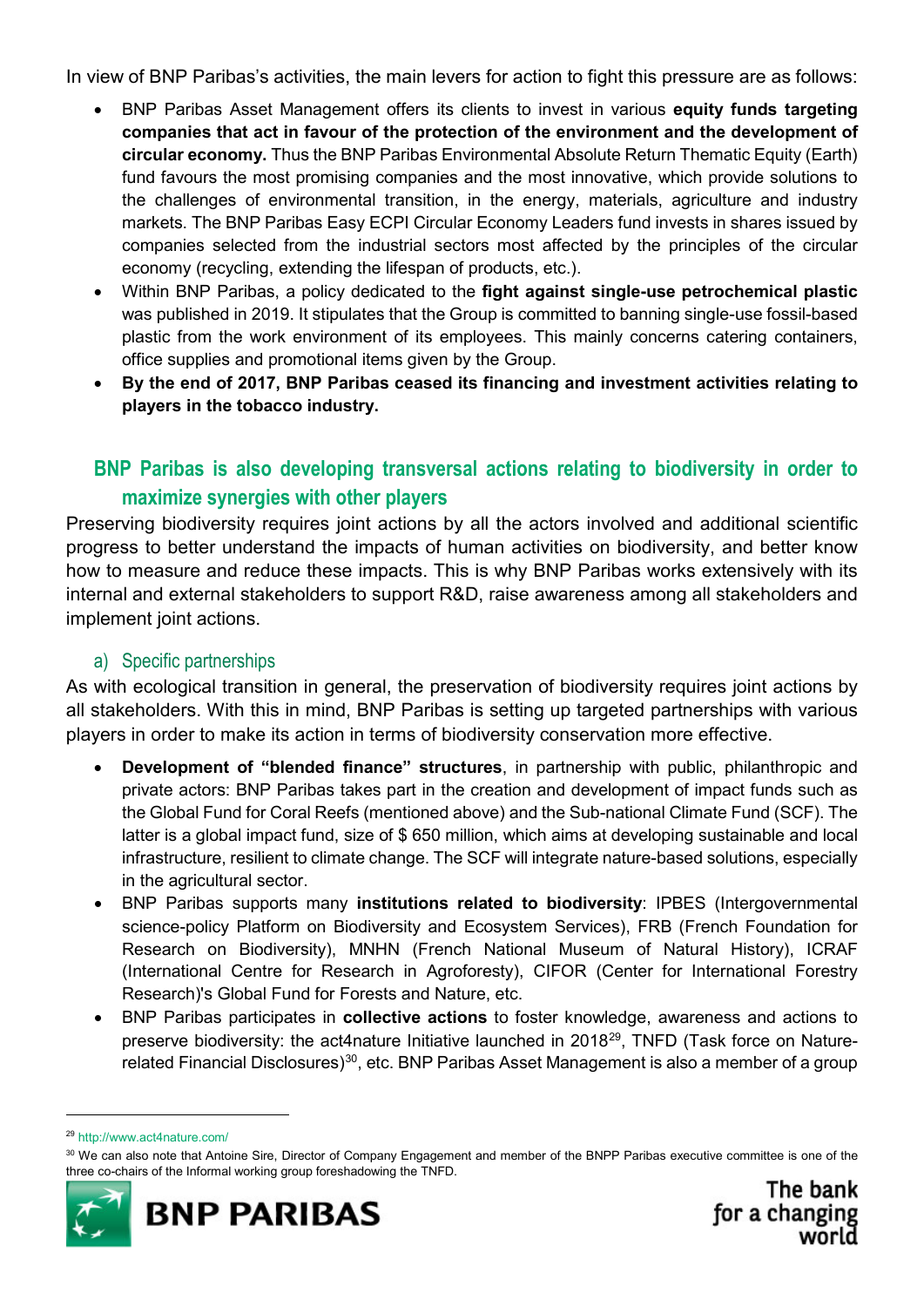In view of BNP Paribas's activities, the main levers for action to fight this pressure are as follows:

- BNP Paribas Asset Management offers its clients to invest in various **equity funds targeting companies that act in favour of the protection of the environment and the development of circular economy.** Thus the BNP Paribas Environmental Absolute Return Thematic Equity (Earth) fund favours the most promising companies and the most innovative, which provide solutions to the challenges of environmental transition, in the energy, materials, agriculture and industry markets. The BNP Paribas Easy ECPI Circular Economy Leaders fund invests in shares issued by companies selected from the industrial sectors most affected by the principles of the circular economy (recycling, extending the lifespan of products, etc.).
- Within BNP Paribas, a policy dedicated to the **fight against single-use petrochemical plastic** was published in 2019. It stipulates that the Group is committed to banning single-use fossil-based plastic from the work environment of its employees. This mainly concerns catering containers, office supplies and promotional items given by the Group.
- **By the end of 2017, BNP Paribas ceased its financing and investment activities relating to players in the tobacco industry.**

## BNP Paribas is also developing transversal actions relating to biodiversity in order to maximize synergies with other players

Preserving biodiversity requires joint actions by all the actors involved and additional scientific progress to better understand the impacts of human activities on biodiversity, and better know how to measure and reduce these impacts. This is why BNP Paribas works extensively with its internal and external stakeholders to support R&D, raise awareness among all stakeholders and implement joint actions.

### a) Specific partnerships

As with ecological transition in general, the preservation of biodiversity requires joint actions by all stakeholders. With this in mind, BNP Paribas is setting up targeted partnerships with various players in order to make its action in terms of biodiversity conservation more effective.

- **Development of "blended finance" structures**, in partnership with public, philanthropic and private actors: BNP Paribas takes part in the creation and development of impact funds such as the Global Fund for Coral Reefs (mentioned above) and the Sub-national Climate Fund (SCF). The latter is a global impact fund, size of $ 650 million, which aims at developing sustainable and local infrastructure, resilient to climate change. The SCF will integrate nature-based solutions, especially in the agricultural sector.
- BNP Paribas supports many **institutions related to biodiversity**: IPBES (Intergovernmental science-policy Platform on Biodiversity and Ecosystem Services), FRB (French Foundation for Research on Biodiversity), MNHN (French National Museum of Natural History), ICRAF (International Centre for Research in Agroforestry), CIFOR (Center for International Forestry Research)'s Global Fund for Forests and Nature, etc.
- BNP Paribas participates in **collective actions** to foster knowledge, awareness and actions to preserve biodiversity: the act4nature Initiative launched in 2018[29], TNFD (Task force on Nature-related Financial Disclosures)[30], etc. BNP Paribas Asset Management is also a member of a group

[29] http://www.act4nature.com/

[30] We can also note that Antoine Sire, Director of Company Engagement and member of the BNPP Paribas executive committee is one of the three co-chairs of the Informal working group foreshadowing the TNFD.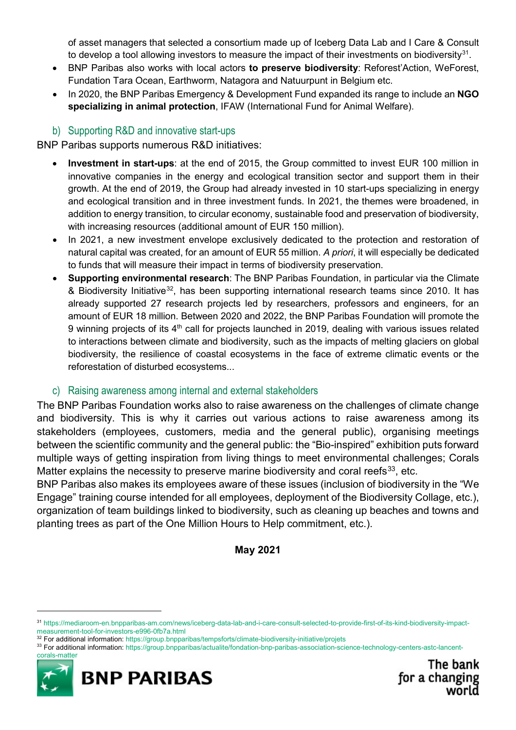of asset managers that selected a consortium made up of Iceberg Data Lab and I Care & Consult to develop a tool allowing investors to measure the impact of their investments on biodiversity[31].

- BNP Paribas also works with local actors **to preserve biodiversity**: Reforest'Action, WeForest, Fundation Tara Ocean, Earthworm, Natagora and Natuurpunt in Belgium etc.
- In 2020, the BNP Paribas Emergency & Development Fund expanded its range to include an **NGO specializing in animal protection**, IFAW (International Fund for Animal Welfare).

### b) Supporting R&D and innovative start-ups

BNP Paribas supports numerous R&D initiatives:

- **Investment in start-ups**: at the end of 2015, the Group committed to invest EUR 100 million in innovative companies in the energy and ecological transition sector and support them in their growth. At the end of 2019, the Group had already invested in 10 start-ups specializing in energy and ecological transition and in three investment funds. In 2021, the themes were broadened, in addition to energy transition, to circular economy, sustainable food and preservation of biodiversity, with increasing resources (additional amount of EUR 150 million).
- In 2021, a new investment envelope exclusively dedicated to the protection and restoration of natural capital was created, for an amount of EUR 55 million. *A priori*, it will especially be dedicated to funds that will measure their impact in terms of biodiversity preservation.
- **Supporting environmental research**: The BNP Paribas Foundation, in particular via the Climate & Biodiversity Initiative[32], has been supporting international research teams since 2010. It has already supported 27 research projects led by researchers, professors and engineers, for an amount of EUR 18 million. Between 2020 and 2022, the BNP Paribas Foundation will promote the 9 winning projects of its 4th call for projects launched in 2019, dealing with various issues related to interactions between climate and biodiversity, such as the impacts of melting glaciers on global biodiversity, the resilience of coastal ecosystems in the face of extreme climatic events or the reforestation of disturbed ecosystems...

### c) Raising awareness among internal and external stakeholders

The BNP Paribas Foundation works also to raise awareness on the challenges of climate change and biodiversity. This is why it carries out various actions to raise awareness among its stakeholders (employees, customers, media and the general public), organising meetings between the scientific community and the general public: the "Bio-inspired" exhibition puts forward multiple ways of getting inspiration from living things to meet environmental challenges; Corals Matter explains the necessity to preserve marine biodiversity and coral reefs[33], etc.

BNP Paribas also makes its employees aware of these issues (inclusion of biodiversity in the "We Engage" training course intended for all employees, deployment of the Biodiversity Collage, etc.), organization of team buildings linked to biodiversity, such as cleaning up beaches and towns and planting trees as part of the One Million Hours to Help commitment, etc.).

**May 2021**

---

[31] https://mediaroom-en.bnpparibas-am.com/news/iceberg-data-lab-and-i-care-consult-selected-to-provide-first-of-its-kind-biodiversity-impact-measurement-tool-for-investors-e996-0fb7a.html

[32] For additional information: https://group.bnpparibas/tempsforts/climate-biodiversity-initiative/projets

[33] For additional information: https://group.bnpparibas/actualite/fondation-bnp-paribas-association-science-technology-centers-astc-lancent-corals-matter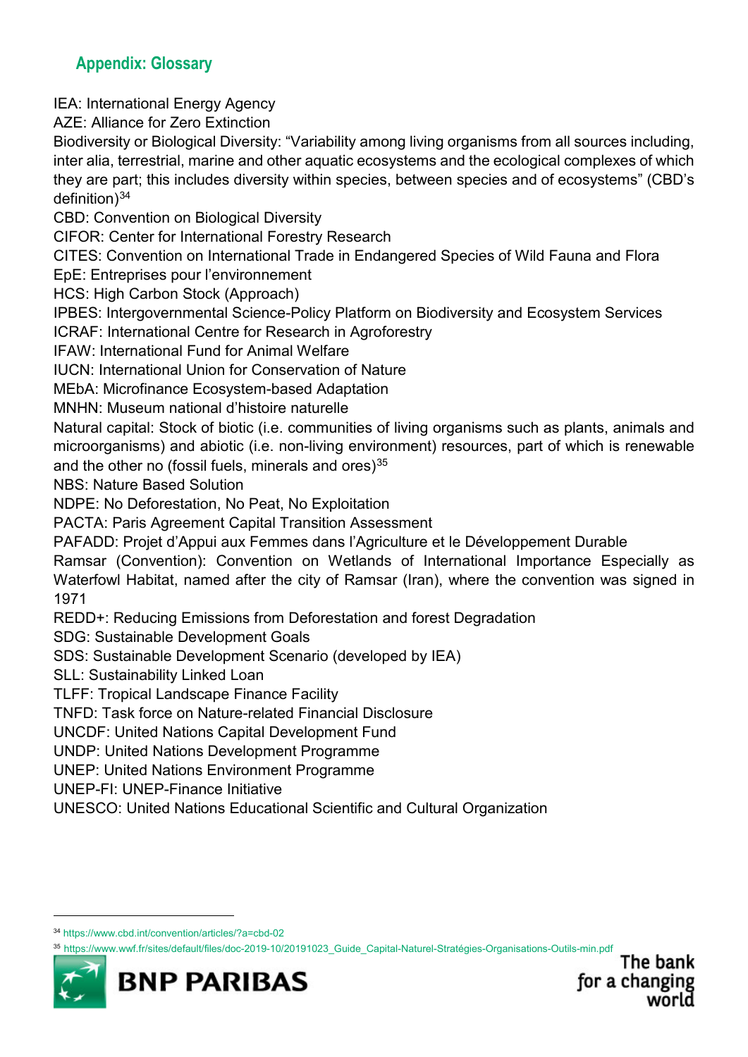## Appendix: Glossary

IEA: International Energy Agency
AZE: Alliance for Zero Extinction
Biodiversity or Biological Diversity: "Variability among living organisms from all sources including, inter alia, terrestrial, marine and other aquatic ecosystems and the ecological complexes of which they are part; this includes diversity within species, between species and of ecosystems" (CBD's definition)[34]
CBD: Convention on Biological Diversity
CIFOR: Center for International Forestry Research
CITES: Convention on International Trade in Endangered Species of Wild Fauna and Flora
EpE: Entreprises pour l'environnement
HCS: High Carbon Stock (Approach)
IPBES: Intergovernmental Science-Policy Platform on Biodiversity and Ecosystem Services
ICRAF: International Centre for Research in Agroforestry
IFAW: International Fund for Animal Welfare
IUCN: International Union for Conservation of Nature
MEbA: Microfinance Ecosystem-based Adaptation
MNHN: Museum national d'histoire naturelle
Natural capital: Stock of biotic (i.e. communities of living organisms such as plants, animals and microorganisms) and abiotic (i.e. non-living environment) resources, part of which is renewable and the other no (fossil fuels, minerals and ores)[35]
NBS: Nature Based Solution
NDPE: No Deforestation, No Peat, No Exploitation
PACTA: Paris Agreement Capital Transition Assessment
PAFADD: Projet d'Appui aux Femmes dans l'Agriculture et le Développement Durable
Ramsar (Convention): Convention on Wetlands of International Importance Especially as Waterfowl Habitat, named after the city of Ramsar (Iran), where the convention was signed in 1971
REDD+: Reducing Emissions from Deforestation and forest Degradation
SDG: Sustainable Development Goals
SDS: Sustainable Development Scenario (developed by IEA)
SLL: Sustainability Linked Loan
TLFF: Tropical Landscape Finance Facility
TNFD: Task force on Nature-related Financial Disclosure
UNCDF: United Nations Capital Development Fund
UNDP: United Nations Development Programme
UNEP: United Nations Environment Programme
UNEP-FI: UNEP-Finance Initiative
UNESCO: United Nations Educational Scientific and Cultural Organization

---

[34] https://www.cbd.int/convention/articles/?a=cbd-02
[35] https://www.wwf.fr/sites/default/files/doc-2019-10/20191023_Guide_Capital-Naturel-Stratégies-Organisations-Outils-min.pdf